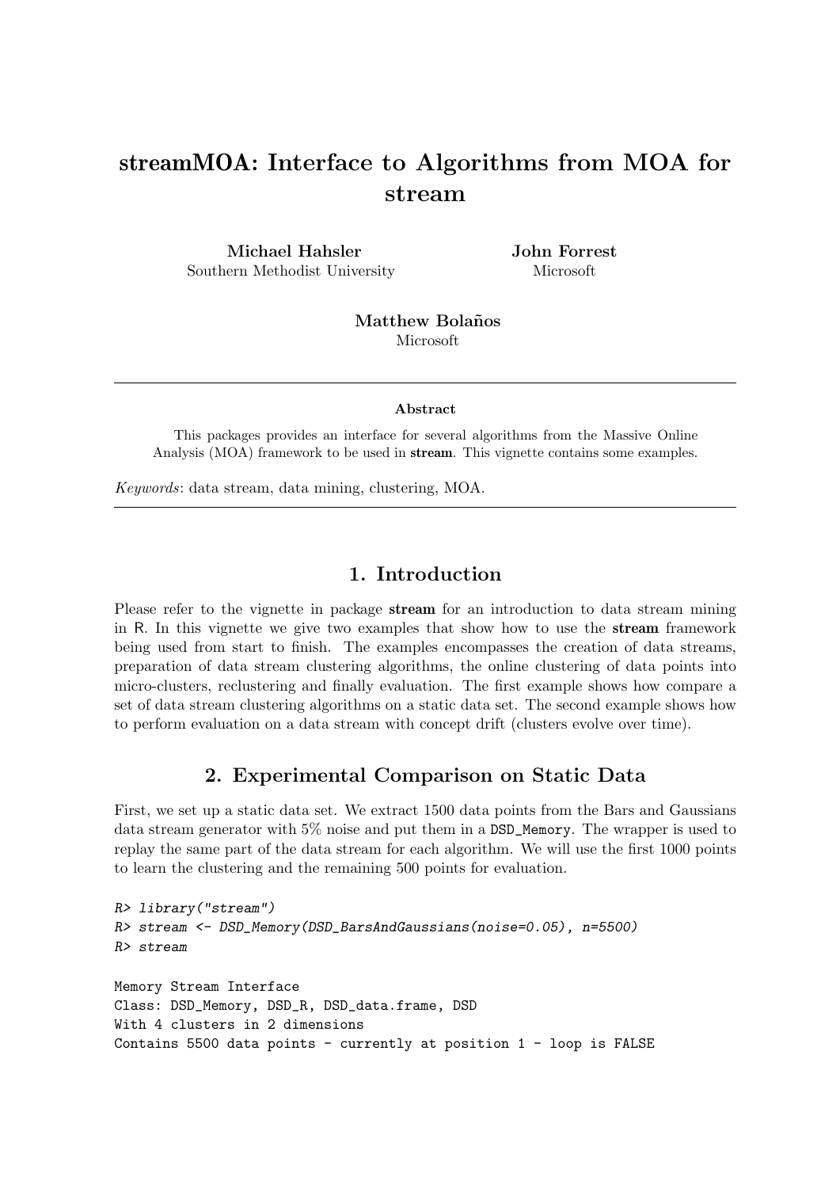# streamMOA: Interface to Algorithms from MOA for stream

**Michael Hahsler**
Southern Methodist University

**John Forrest**
Microsoft

**Matthew Bolaños**
Microsoft

---

**Abstract**

This packages provides an interface for several algorithms from the Massive Online Analysis (MOA) framework to be used in **stream**. This vignette contains some examples.

*Keywords*: data stream, data mining, clustering, MOA.

---

## 1. Introduction

Please refer to the vignette in package **stream** for an introduction to data stream mining in R. In this vignette we give two examples that show how to use the **stream** framework being used from start to finish. The examples encompasses the creation of data streams, preparation of data stream clustering algorithms, the online clustering of data points into micro-clusters, reclustering and finally evaluation. The first example shows how compare a set of data stream clustering algorithms on a static data set. The second example shows how to perform evaluation on a data stream with concept drift (clusters evolve over time).

## 2. Experimental Comparison on Static Data

First, we set up a static data set. We extract 1500 data points from the Bars and Gaussians data stream generator with 5% noise and put them in a `DSD_Memory`. The wrapper is used to replay the same part of the data stream for each algorithm. We will use the first 1000 points to learn the clustering and the remaining 500 points for evaluation.

```
R> library("stream")
R> stream <- DSD_Memory(DSD_BarsAndGaussians(noise=0.05), n=5500)
R> stream

Memory Stream Interface
Class: DSD_Memory, DSD_R, DSD_data.frame, DSD
With 4 clusters in 2 dimensions
Contains 5500 data points - currently at position 1 - loop is FALSE
```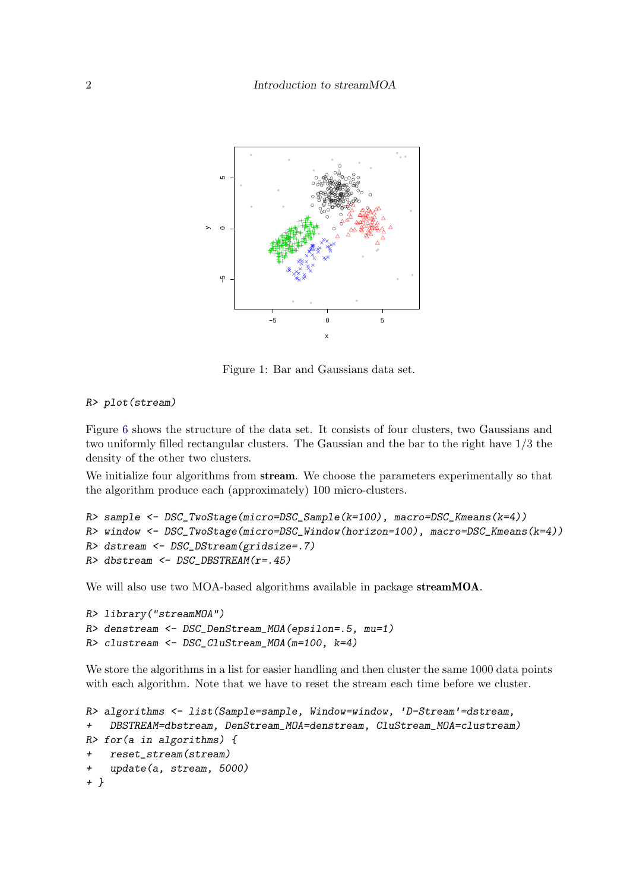Figure 1: Bar and Gaussians data set.

```
R> plot(stream)
```

Figure 6 shows the structure of the data set. It consists of four clusters, two Gaussians and two uniformly filled rectangular clusters. The Gaussian and the bar to the right have 1/3 the density of the other two clusters.

We initialize four algorithms from **stream**. We choose the parameters experimentally so that the algorithm produce each (approximately) 100 micro-clusters.

```
R> sample <- DSC_TwoStage(micro=DSC_Sample(k=100), macro=DSC_Kmeans(k=4))
R> window <- DSC_TwoStage(micro=DSC_Window(horizon=100), macro=DSC_Kmeans(k=4))
R> dstream <- DSC_DStream(gridsize=.7)
R> dbstream <- DSC_DBSTREAM(r=.45)
```

We will also use two MOA-based algorithms available in package **streamMOA**.

```
R> library("streamMOA")
R> denstream <- DSC_DenStream_MOA(epsilon=.5, mu=1)
R> clustream <- DSC_CluStream_MOA(m=100, k=4)
```

We store the algorithms in a list for easier handling and then cluster the same 1000 data points with each algorithm. Note that we have to reset the stream each time before we cluster.

```
R> algorithms <- list(Sample=sample, Window=window, 'D-Stream'=dstream,
+   DBSTREAM=dbstream, DenStream_MOA=denstream, CluStream_MOA=clustream)
R> for(a in algorithms) {
+   reset_stream(stream)
+   update(a, stream, 5000)
+ }
```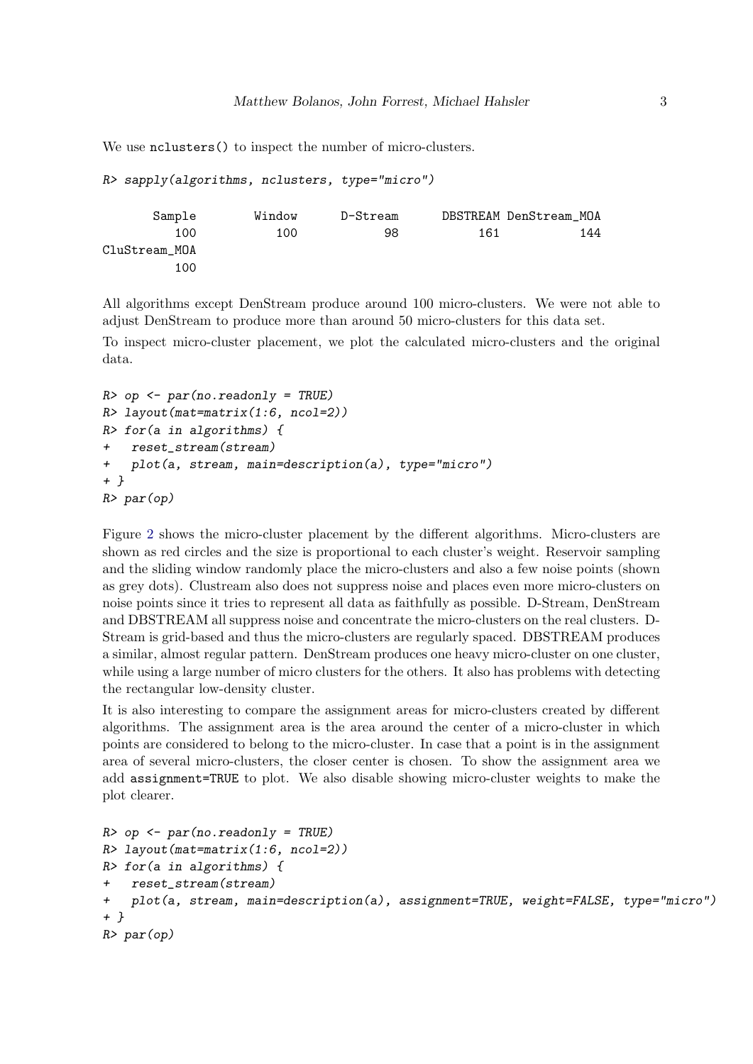We use nclusters() to inspect the number of micro-clusters.

```
R> sapply(algorithms, nclusters, type="micro")

       Sample        Window      D-Stream      DBSTREAM DenStream_MOA 
          100           100            98           161           144 
CluStream_MOA 
          100 
```

All algorithms except DenStream produce around 100 micro-clusters. We were not able to adjust DenStream to produce more than around 50 micro-clusters for this data set.

To inspect micro-cluster placement, we plot the calculated micro-clusters and the original data.

```
R> op <- par(no.readonly = TRUE)
R> layout(mat=matrix(1:6, ncol=2))
R> for(a in algorithms) {
+   reset_stream(stream)
+   plot(a, stream, main=description(a), type="micro")
+ }
R> par(op)
```

Figure 2 shows the micro-cluster placement by the different algorithms. Micro-clusters are shown as red circles and the size is proportional to each cluster's weight. Reservoir sampling and the sliding window randomly place the micro-clusters and also a few noise points (shown as grey dots). Clustream also does not suppress noise and places even more micro-clusters on noise points since it tries to represent all data as faithfully as possible. D-Stream, DenStream and DBSTREAM all suppress noise and concentrate the micro-clusters on the real clusters. D-Stream is grid-based and thus the micro-clusters are regularly spaced. DBSTREAM produces a similar, almost regular pattern. DenStream produces one heavy micro-cluster on one cluster, while using a large number of micro clusters for the others. It also has problems with detecting the rectangular low-density cluster.

It is also interesting to compare the assignment areas for micro-clusters created by different algorithms. The assignment area is the area around the center of a micro-cluster in which points are considered to belong to the micro-cluster. In case that a point is in the assignment area of several micro-clusters, the closer center is chosen. To show the assignment area we add assignment=TRUE to plot. We also disable showing micro-cluster weights to make the plot clearer.

```
R> op <- par(no.readonly = TRUE)
R> layout(mat=matrix(1:6, ncol=2))
R> for(a in algorithms) {
+   reset_stream(stream)
+   plot(a, stream, main=description(a), assignment=TRUE, weight=FALSE, type="micro")
+ }
R> par(op)
```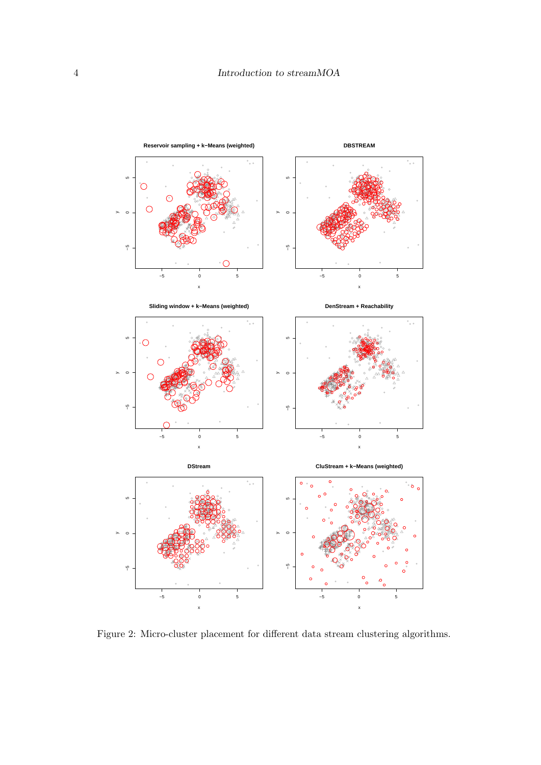Figure 2: Micro-cluster placement for different data stream clustering algorithms.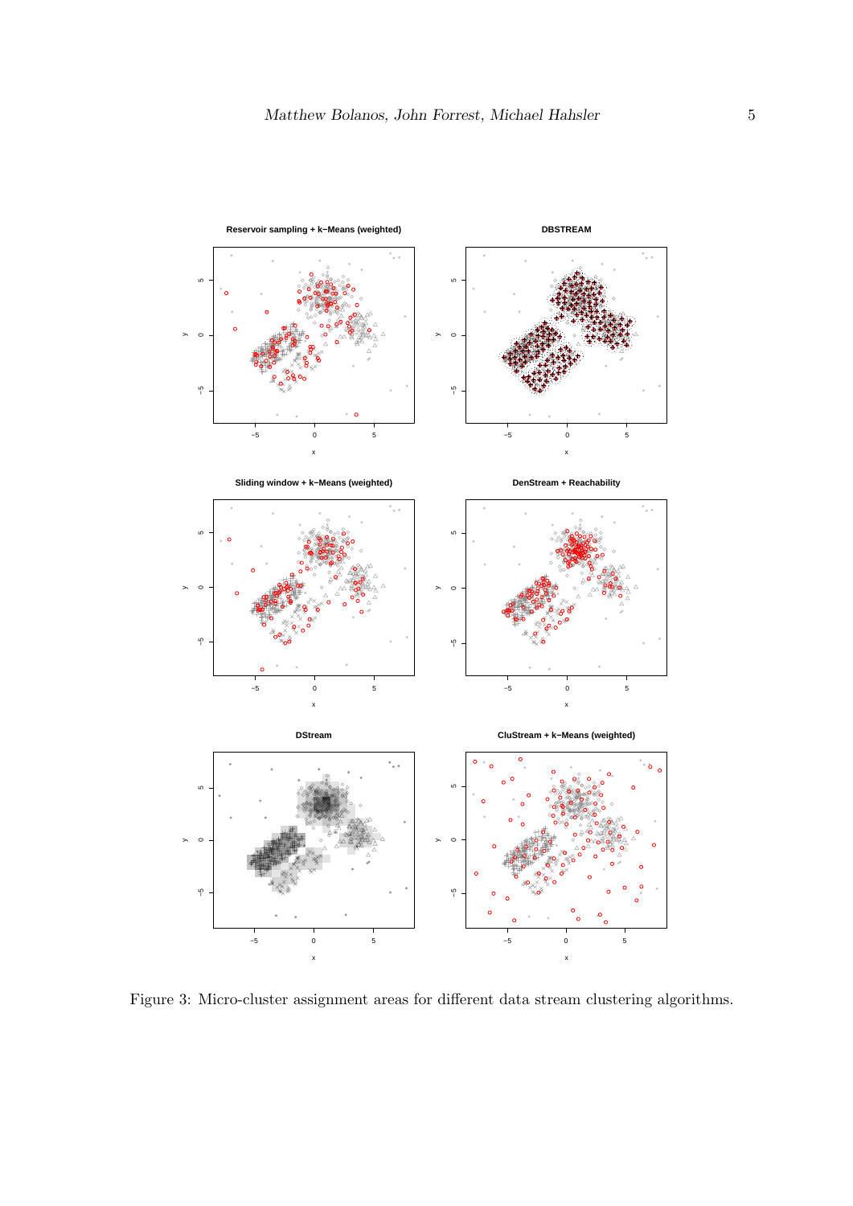Figure 3: Micro-cluster assignment areas for different data stream clustering algorithms.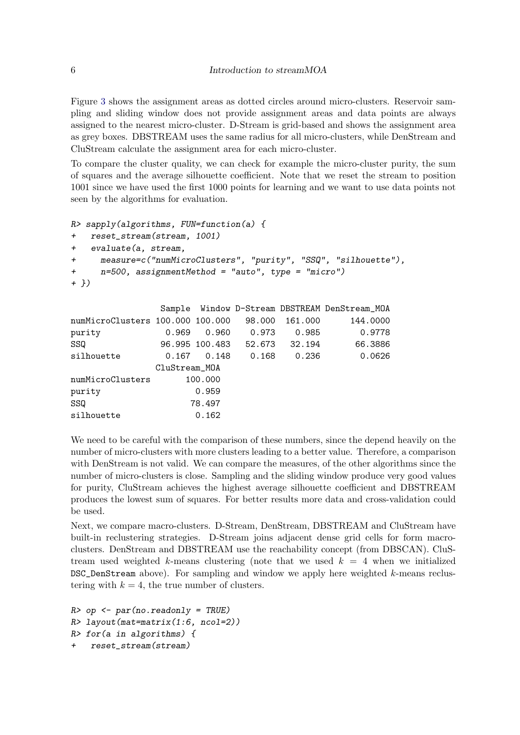Figure 3 shows the assignment areas as dotted circles around micro-clusters. Reservoir sampling and sliding window does not provide assignment areas and data points are always assigned to the nearest micro-cluster. D-Stream is grid-based and shows the assignment area as grey boxes. DBSTREAM uses the same radius for all micro-clusters, while DenStream and CluStream calculate the assignment area for each micro-cluster.

To compare the cluster quality, we can check for example the micro-cluster purity, the sum of squares and the average silhouette coefficient. Note that we reset the stream to position 1001 since we have used the first 1000 points for learning and we want to use data points not seen by the algorithms for evaluation.

```
R> sapply(algorithms, FUN=function(a) {
+   reset_stream(stream, 1001)
+   evaluate(a, stream,
+     measure=c("numMicroClusters", "purity", "SSQ", "silhouette"),
+     n=500, assignmentMethod = "auto", type = "micro")
+ })

                  Sample  Window D-Stream DBSTREAM DenStream_MOA
numMicroClusters 100.000 100.000   98.000  161.000      144.0000
purity             0.969   0.960    0.973    0.985        0.9778
SSQ               96.995 100.483   52.673   32.194       66.3886
silhouette         0.167   0.148    0.168    0.236        0.0626
                 CluStream_MOA
numMicroClusters       100.000
purity                   0.959
SSQ                     78.497
silhouette               0.162
```

We need to be careful with the comparison of these numbers, since the depend heavily on the number of micro-clusters with more clusters leading to a better value. Therefore, a comparison with DenStream is not valid. We can compare the measures, of the other algorithms since the number of micro-clusters is close. Sampling and the sliding window produce very good values for purity, CluStream achieves the highest average silhouette coefficient and DBSTREAM produces the lowest sum of squares. For better results more data and cross-validation could be used.

Next, we compare macro-clusters. D-Stream, DenStream, DBSTREAM and CluStream have built-in reclustering strategies. D-Stream joins adjacent dense grid cells for form macro-clusters. DenStream and DBSTREAM use the reachability concept (from DBSCAN). CluStream used weighted $k$-means clustering (note that we used $k = 4$ when we initialized `DSC_DenStream` above). For sampling and window we apply here weighted $k$-means reclustering with $k = 4$, the true number of clusters.

```
R> op <- par(no.readonly = TRUE)
R> layout(mat=matrix(1:6, ncol=2))
R> for(a in algorithms) {
+   reset_stream(stream)
```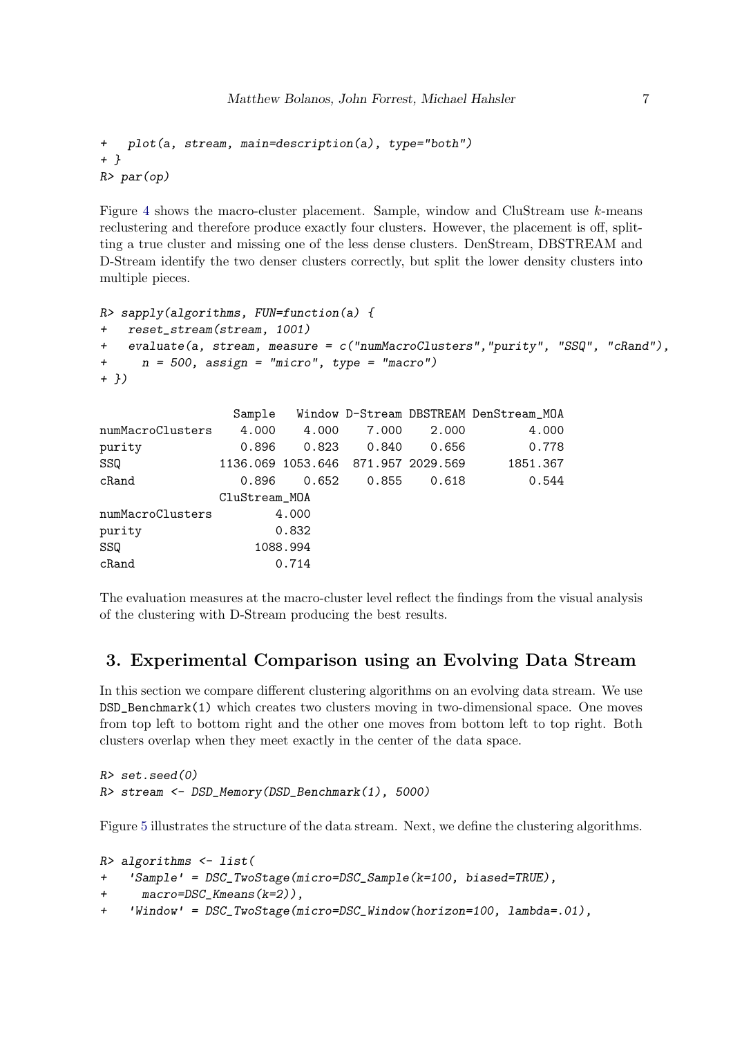```
+   plot(a, stream, main=description(a), type="both")
+ }
R> par(op)
```

Figure 4 shows the macro-cluster placement. Sample, window and CluStream use $k$-means reclustering and therefore produce exactly four clusters. However, the placement is off, splitting a true cluster and missing one of the less dense clusters. DenStream, DBSTREAM and D-Stream identify the two denser clusters correctly, but split the lower density clusters into multiple pieces.

```
R> sapply(algorithms, FUN=function(a) {
+   reset_stream(stream, 1001)
+   evaluate(a, stream, measure = c("numMacroClusters","purity", "SSQ", "cRand"),
+     n = 500, assign = "micro", type = "macro")
+ })
```

```
                   Sample   Window D-Stream DBSTREAM DenStream_MOA
numMacroClusters    4.000    4.000    7.000    2.000         4.000
purity              0.896    0.823    0.840    0.656         0.778
SSQ              1136.069 1053.646  871.957 2029.569      1851.367
cRand               0.896    0.652    0.855    0.618         0.544
                 CluStream_MOA
numMacroClusters         4.000
purity                   0.832
SSQ                   1088.994
cRand                    0.714
```

The evaluation measures at the macro-cluster level reflect the findings from the visual analysis of the clustering with D-Stream producing the best results.

## 3. Experimental Comparison using an Evolving Data Stream

In this section we compare different clustering algorithms on an evolving data stream. We use `DSD_Benchmark(1)` which creates two clusters moving in two-dimensional space. One moves from top left to bottom right and the other one moves from bottom left to top right. Both clusters overlap when they meet exactly in the center of the data space.

```
R> set.seed(0)
R> stream <- DSD_Memory(DSD_Benchmark(1), 5000)
```

Figure 5 illustrates the structure of the data stream. Next, we define the clustering algorithms.

```
R> algorithms <- list(
+   'Sample' = DSC_TwoStage(micro=DSC_Sample(k=100, biased=TRUE),
+     macro=DSC_Kmeans(k=2)),
+   'Window' = DSC_TwoStage(micro=DSC_Window(horizon=100, lambda=.01),
```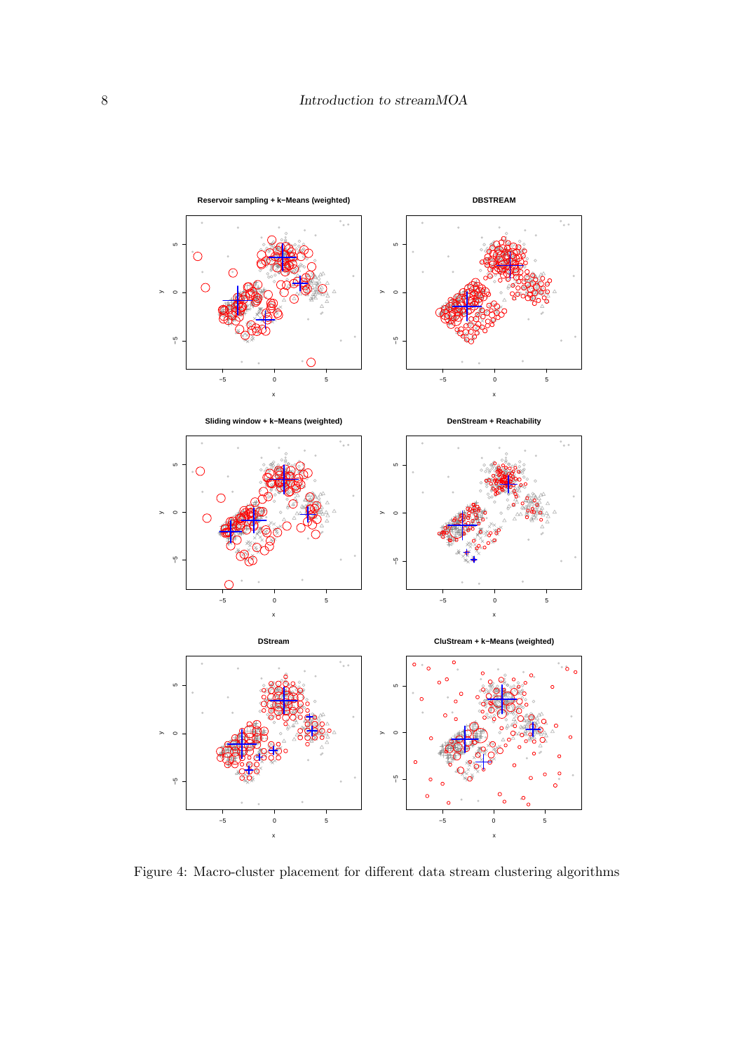Figure 4: Macro-cluster placement for different data stream clustering algorithms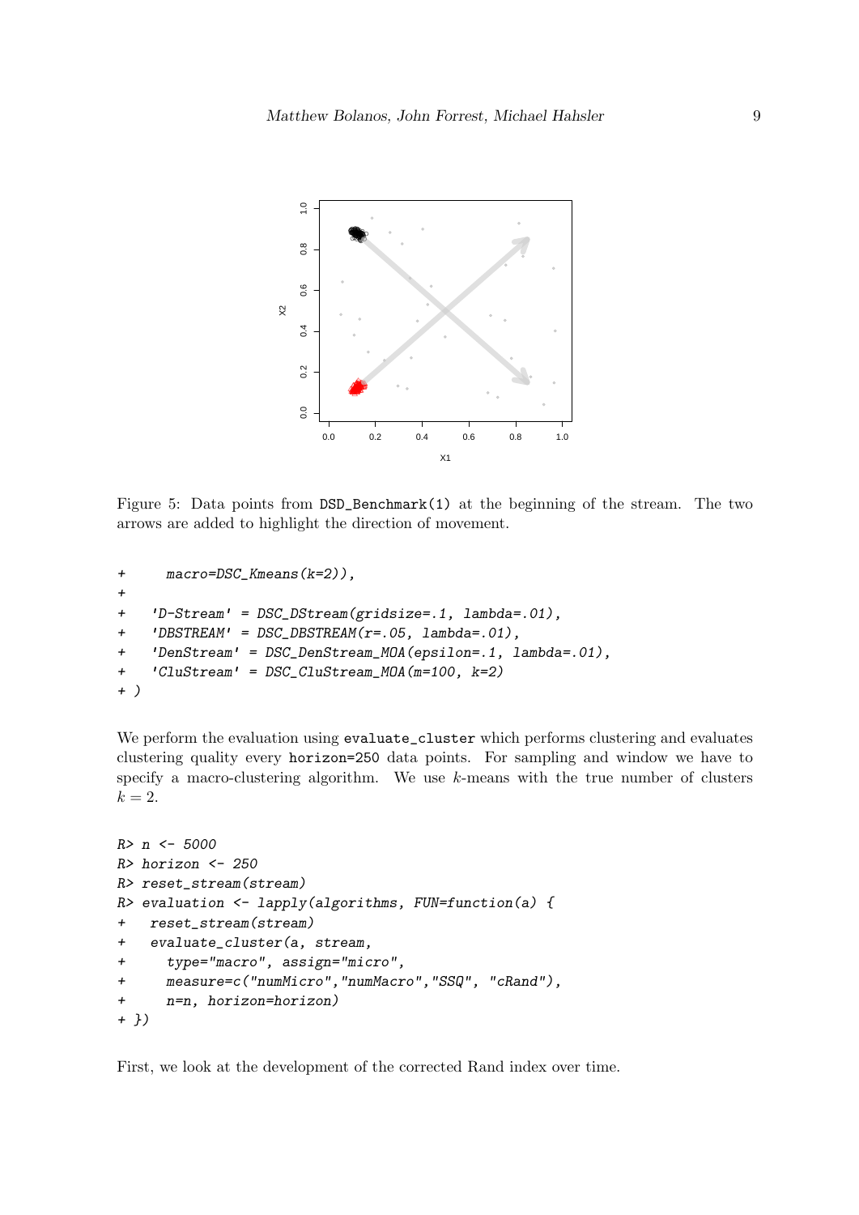Figure 5: Data points from DSD_Benchmark(1) at the beginning of the stream. The two arrows are added to highlight the direction of movement.

```
+      macro=DSC_Kmeans(k=2)),
+
+    'D-Stream' = DSC_DStream(gridsize=.1, lambda=.01),
+    'DBSTREAM' = DSC_DBSTREAM(r=.05, lambda=.01),
+    'DenStream' = DSC_DenStream_MOA(epsilon=.1, lambda=.01),
+    'CluStream' = DSC_CluStream_MOA(m=100, k=2)
+ )
```

We perform the evaluation using evaluate_cluster which performs clustering and evaluates clustering quality every horizon=250 data points. For sampling and window we have to specify a macro-clustering algorithm. We use $k$-means with the true number of clusters $k = 2$.

```
R> n <- 5000
R> horizon <- 250
R> reset_stream(stream)
R> evaluation <- lapply(algorithms, FUN=function(a) {
+   reset_stream(stream)
+   evaluate_cluster(a, stream,
+     type="macro", assign="micro",
+     measure=c("numMicro","numMacro","SSQ", "cRand"),
+     n=n, horizon=horizon)
+ })
```

First, we look at the development of the corrected Rand index over time.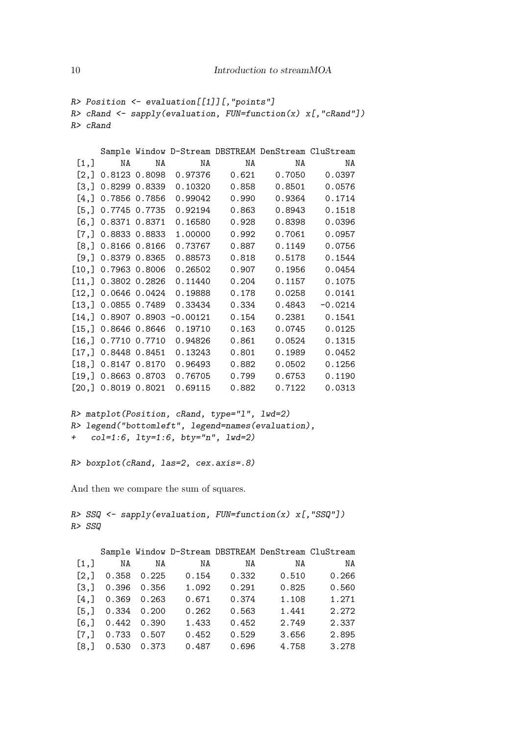```
R> Position <- evaluation[[1]][,"points"]
R> cRand <- sapply(evaluation, FUN=function(x) x[,"cRand"])
R> cRand

      Sample Window D-Stream DBSTREAM DenStream CluStream
 [1,]     NA     NA       NA       NA        NA        NA
 [2,] 0.8123 0.8098  0.97376    0.621    0.7050    0.0397
 [3,] 0.8299 0.8339  0.10320    0.858    0.8501    0.0576
 [4,] 0.7856 0.7856  0.99042    0.990    0.9364    0.1714
 [5,] 0.7745 0.7735  0.92194    0.863    0.8943    0.1518
 [6,] 0.8371 0.8371  0.16580    0.928    0.8398    0.0396
 [7,] 0.8833 0.8833  1.00000    0.992    0.7061    0.0957
 [8,] 0.8166 0.8166  0.73767    0.887    0.1149    0.0756
 [9,] 0.8379 0.8365  0.88573    0.818    0.5178    0.1544
[10,] 0.7963 0.8006  0.26502    0.907    0.1956    0.0454
[11,] 0.3802 0.2826  0.11440    0.204    0.1157    0.1075
[12,] 0.0646 0.0424  0.19888    0.178    0.0258    0.0141
[13,] 0.0855 0.7489  0.33434    0.334    0.4843   -0.0214
[14,] 0.8907 0.8903 -0.00121    0.154    0.2381    0.1541
[15,] 0.8646 0.8646  0.19710    0.163    0.0745    0.0125
[16,] 0.7710 0.7710  0.94826    0.861    0.0524    0.1315
[17,] 0.8448 0.8451  0.13243    0.801    0.1989    0.0452
[18,] 0.8147 0.8170  0.96493    0.882    0.0502    0.1256
[19,] 0.8663 0.8703  0.76705    0.799    0.6753    0.1190
[20,] 0.8019 0.8021  0.69115    0.882    0.7122    0.0313

R> matplot(Position, cRand, type="l", lwd=2)
R> legend("bottomleft", legend=names(evaluation),
+   col=1:6, lty=1:6, bty="n", lwd=2)

R> boxplot(cRand, las=2, cex.axis=.8)
```

And then we compare the sum of squares.

```
R> SSQ <- sapply(evaluation, FUN=function(x) x[,"SSQ"])
R> SSQ

      Sample Window D-Stream DBSTREAM DenStream CluStream
 [1,]     NA     NA       NA       NA        NA        NA
 [2,]  0.358  0.225    0.154    0.332     0.510     0.266
 [3,]  0.396  0.356    1.092    0.291     0.825     0.560
 [4,]  0.369  0.263    0.671    0.374     1.108     1.271
 [5,]  0.334  0.200    0.262    0.563     1.441     2.272
 [6,]  0.442  0.390    1.433    0.452     2.749     2.337
 [7,]  0.733  0.507    0.452    0.529     3.656     2.895
 [8,]  0.530  0.373    0.487    0.696     4.758     3.278
```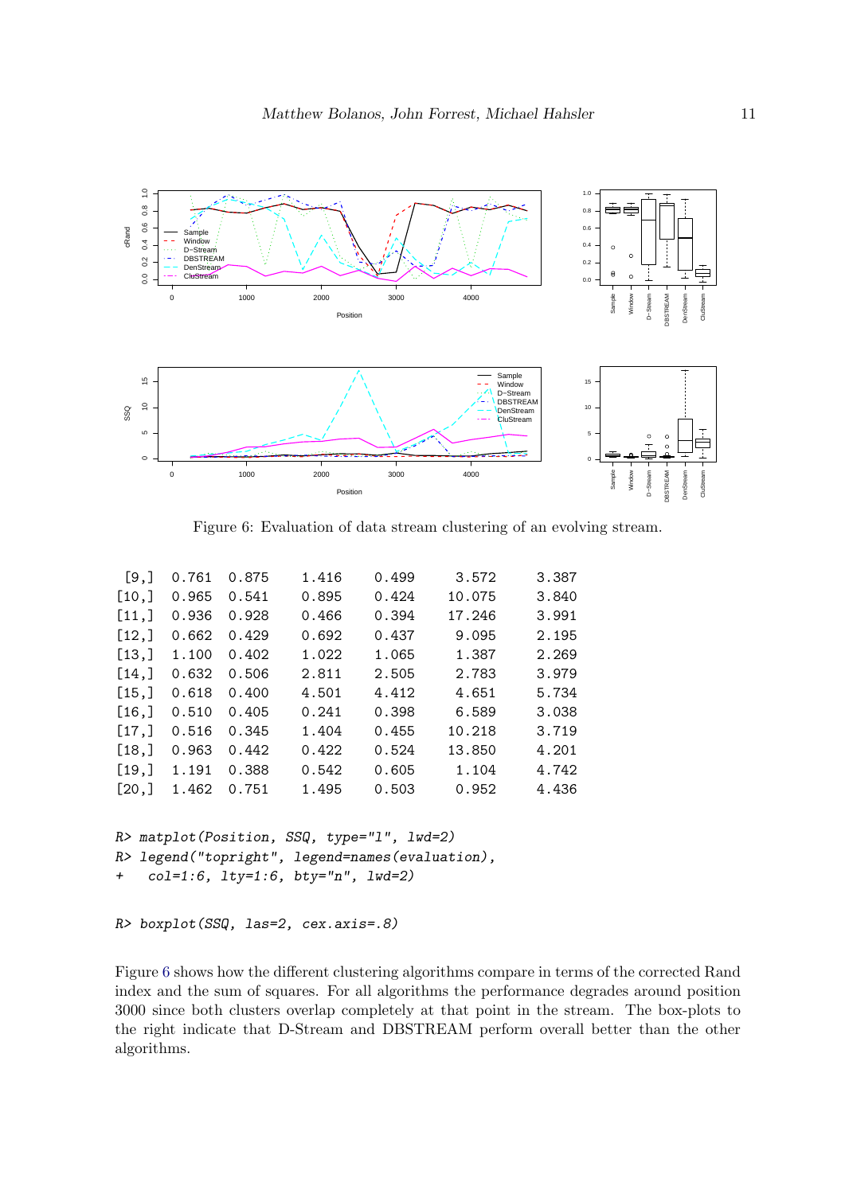Figure 6: Evaluation of data stream clustering of an evolving stream.

```
 [9,] 0.761 0.875  1.416  0.499   3.572   3.387
[10,] 0.965 0.541  0.895  0.424  10.075   3.840
[11,] 0.936 0.928  0.466  0.394  17.246   3.991
[12,] 0.662 0.429  0.692  0.437   9.095   2.195
[13,] 1.100 0.402  1.022  1.065   1.387   2.269
[14,] 0.632 0.506  2.811  2.505   2.783   3.979
[15,] 0.618 0.400  4.501  4.412   4.651   5.734
[16,] 0.510 0.405  0.241  0.398   6.589   3.038
[17,] 0.516 0.345  1.404  0.455  10.218   3.719
[18,] 0.963 0.442  0.422  0.524  13.850   4.201
[19,] 1.191 0.388  0.542  0.605   1.104   4.742
[20,] 1.462 0.751  1.495  0.503   0.952   4.436
```

```
R> matplot(Position, SSQ, type="l", lwd=2)
R> legend("topright", legend=names(evaluation),
+   col=1:6, lty=1:6, bty="n", lwd=2)
```

```
R> boxplot(SSQ, las=2, cex.axis=.8)
```

Figure 6 shows how the different clustering algorithms compare in terms of the corrected Rand index and the sum of squares. For all algorithms the performance degrades around position 3000 since both clusters overlap completely at that point in the stream. The box-plots to the right indicate that D-Stream and DBSTREAM perform overall better than the other algorithms.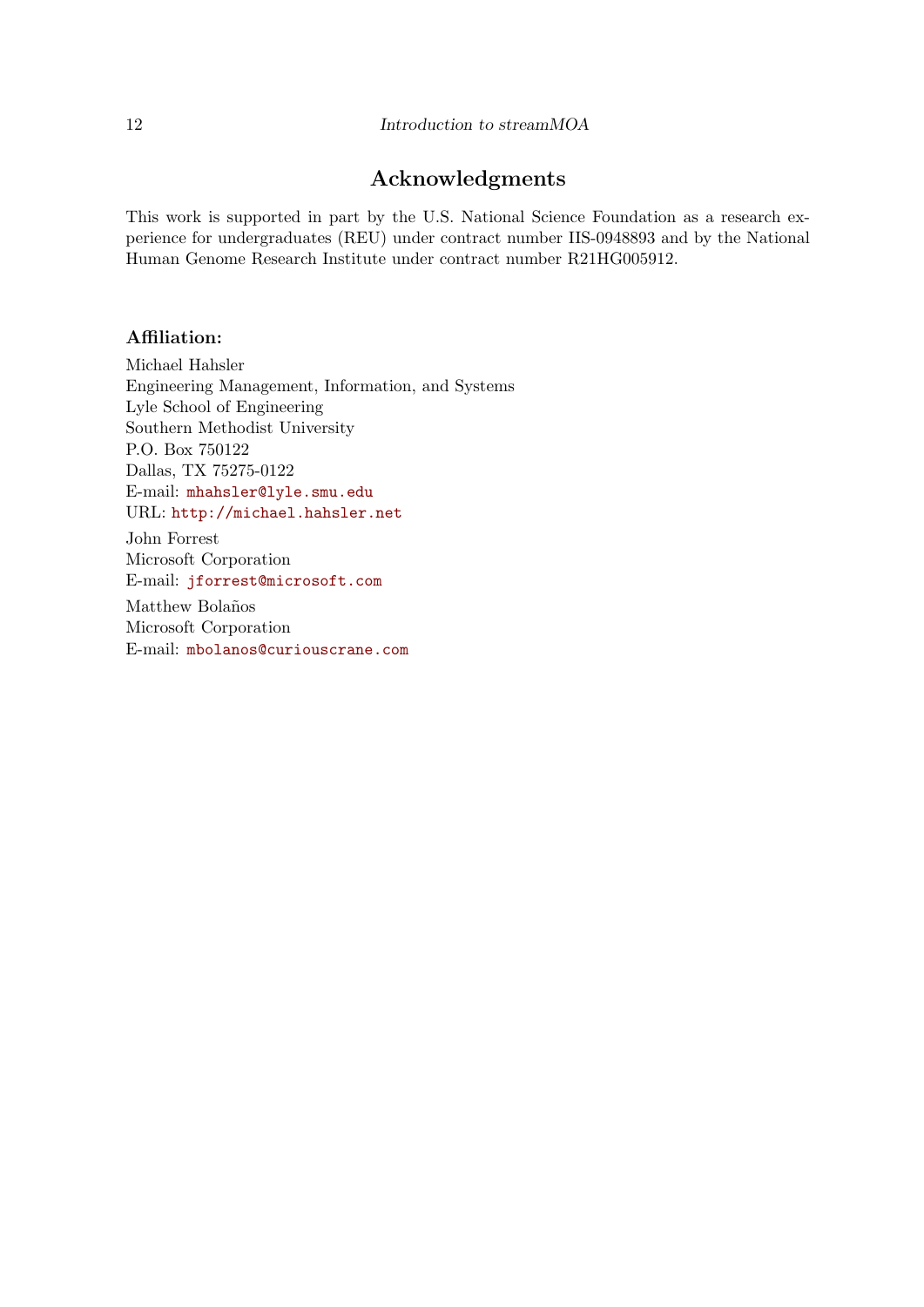## Acknowledgments

This work is supported in part by the U.S. National Science Foundation as a research experience for undergraduates (REU) under contract number IIS-0948893 and by the National Human Genome Research Institute under contract number R21HG005912.

### Affiliation:

Michael Hahsler
Engineering Management, Information, and Systems
Lyle School of Engineering
Southern Methodist University
P.O. Box 750122
Dallas, TX 75275-0122
E-mail: mhahsler@lyle.smu.edu
URL: http://michael.hahsler.net

John Forrest
Microsoft Corporation
E-mail: jforrest@microsoft.com

Matthew Bolaños
Microsoft Corporation
E-mail: mbolanos@curiouscrane.com